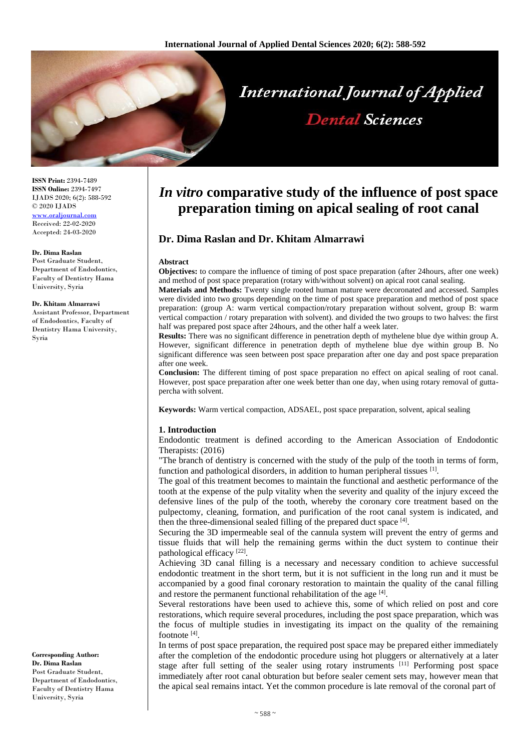# *In vitro* comparative study of the influence of post space preparation timing on apical sealing of root canal

## Dr. Dima Raslan and Dr. Khitam Almarrawi

**ISSN Print:** 2394-7489
**ISSN Online:** 2394-7497
IJADS 2020; 6(2): 588-592
© 2020 IJADS
www.oraljournal.com
Received: 22-02-2020
Accepted: 24-03-2020

**Dr. Dima Raslan**
Post Graduate Student, Department of Endodontics, Faculty of Dentistry Hama University, Syria

**Dr. Khitam Almarrawi**
Assistant Professor, Department of Endodontics, Faculty of Dentistry Hama University, Syria

**Corresponding Author:**
**Dr. Dima Raslan**
Post Graduate Student, Department of Endodontics, Faculty of Dentistry Hama University, Syria

### Abstract

**Objectives:** to compare the influence of timing of post space preparation (after 24hours, after one week) and method of post space preparation (rotary with/without solvent) on apical root canal sealing.

**Materials and Methods:** Twenty single rooted human mature were decoronated and accessed. Samples were divided into two groups depending on the time of post space preparation and method of post space preparation: (group A: warm vertical compaction/rotary preparation without solvent, group B: warm vertical compaction / rotary preparation with solvent). and divided the two groups to two halves: the first half was prepared post space after 24hours, and the other half a week later.

**Results:** There was no significant difference in penetration depth of mythelene blue dye within group A. However, significant difference in penetration depth of mythelene blue dye within group B. No significant difference was seen between post space preparation after one day and post space preparation after one week.

**Conclusion:** The different timing of post space preparation no effect on apical sealing of root canal. However, post space preparation after one week better than one day, when using rotary removal of gutta-percha with solvent.

**Keywords:** Warm vertical compaction, ADSAEL, post space preparation, solvent, apical sealing

### 1. Introduction

Endodontic treatment is defined according to the American Association of Endodontic Therapists: (2016)

"The branch of dentistry is concerned with the study of the pulp of the tooth in terms of form, function and pathological disorders, in addition to human peripheral tissues [1].

The goal of this treatment becomes to maintain the functional and aesthetic performance of the tooth at the expense of the pulp vitality when the severity and quality of the injury exceed the defensive lines of the pulp of the tooth, whereby the coronary core treatment based on the pulpectomy, cleaning, formation, and purification of the root canal system is indicated, and then the three-dimensional sealed filling of the prepared duct space [4].

Securing the 3D impermeable seal of the cannula system will prevent the entry of germs and tissue fluids that will help the remaining germs within the duct system to continue their pathological efficacy [22].

Achieving 3D canal filling is a necessary and necessary condition to achieve successful endodontic treatment in the short term, but it is not sufficient in the long run and it must be accompanied by a good final coronary restoration to maintain the quality of the canal filling and restore the permanent functional rehabilitation of the age [4].

Several restorations have been used to achieve this, some of which relied on post and core restorations, which require several procedures, including the post space preparation, which was the focus of multiple studies in investigating its impact on the quality of the remaining footnote [4].

In terms of post space preparation, the required post space may be prepared either immediately after the completion of the endodontic procedure using hot pluggers or alternatively at a later stage after full setting of the sealer using rotary instruments [11] Performing post space immediately after root canal obturation but before sealer cement sets may, however mean that the apical seal remains intact. Yet the common procedure is late removal of the coronal part of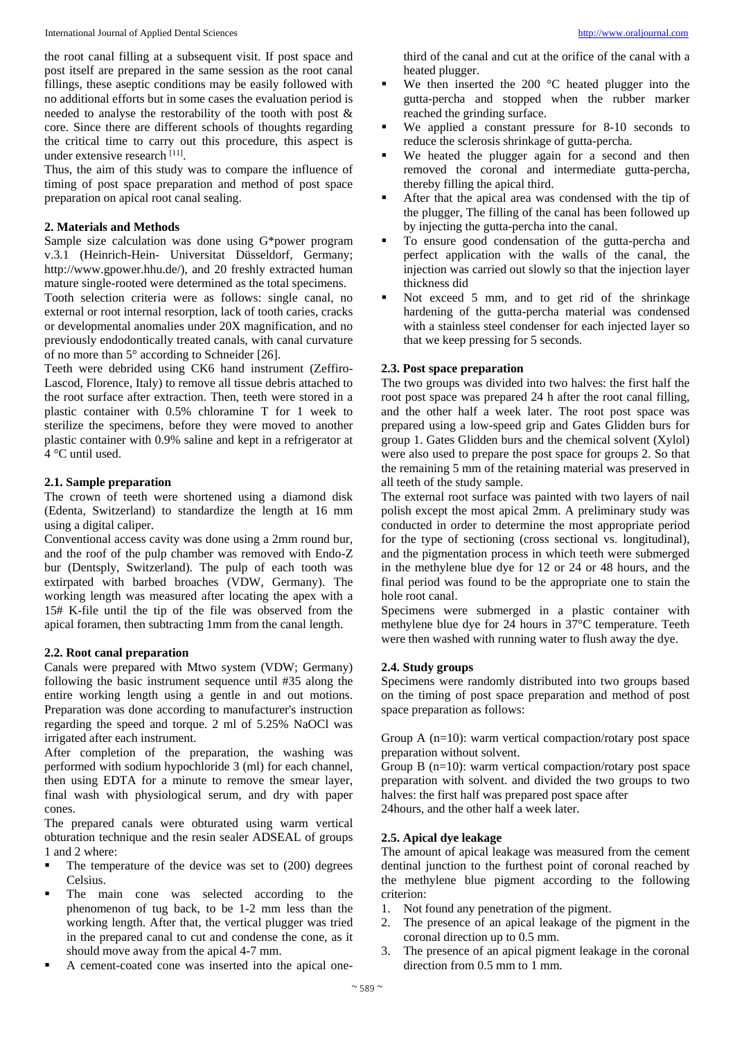the root canal filling at a subsequent visit. If post space and post itself are prepared in the same session as the root canal fillings, these aseptic conditions may be easily followed with no additional efforts but in some cases the evaluation period is needed to analyse the restorability of the tooth with post & core. Since there are different schools of thoughts regarding the critical time to carry out this procedure, this aspect is under extensive research [11].

Thus, the aim of this study was to compare the influence of timing of post space preparation and method of post space preparation on apical root canal sealing.

## 2. Materials and Methods

Sample size calculation was done using G*power program v.3.1 (Heinrich-Hein- Universitat Düsseldorf, Germany; http://www.gpower.hhu.de/), and 20 freshly extracted human mature single-rooted were determined as the total specimens.

Tooth selection criteria were as follows: single canal, no external or root internal resorption, lack of tooth caries, cracks or developmental anomalies under 20X magnification, and no previously endodontically treated canals, with canal curvature of no more than 5° according to Schneider [26].

Teeth were debrided using CK6 hand instrument (Zeffiro-Lascod, Florence, Italy) to remove all tissue debris attached to the root surface after extraction. Then, teeth were stored in a plastic container with 0.5% chloramine T for 1 week to sterilize the specimens, before they were moved to another plastic container with 0.9% saline and kept in a refrigerator at 4 °C until used.

### 2.1. Sample preparation

The crown of teeth were shortened using a diamond disk (Edenta, Switzerland) to standardize the length at 16 mm using a digital caliper.

Conventional access cavity was done using a 2mm round bur, and the roof of the pulp chamber was removed with Endo-Z bur (Dentsply, Switzerland). The pulp of each tooth was extirpated with barbed broaches (VDW, Germany). The working length was measured after locating the apex with a 15# K-file until the tip of the file was observed from the apical foramen, then subtracting 1mm from the canal length.

### 2.2. Root canal preparation

Canals were prepared with Mtwo system (VDW; Germany) following the basic instrument sequence until #35 along the entire working length using a gentle in and out motions. Preparation was done according to manufacturer's instruction regarding the speed and torque. 2 ml of 5.25% NaOCl was irrigated after each instrument.

After completion of the preparation, the washing was performed with sodium hypochloride 3 (ml) for each channel, then using EDTA for a minute to remove the smear layer, final wash with physiological serum, and dry with paper cones.

The prepared canals were obturated using warm vertical obturation technique and the resin sealer ADSEAL of groups 1 and 2 where:

- The temperature of the device was set to (200) degrees Celsius.
- The main cone was selected according to the phenomenon of tug back, to be 1-2 mm less than the working length. After that, the vertical plugger was tried in the prepared canal to cut and condense the cone, as it should move away from the apical 4-7 mm.
- A cement-coated cone was inserted into the apical one-third of the canal and cut at the orifice of the canal with a heated plugger.
- We then inserted the 200 °C heated plugger into the gutta-percha and stopped when the rubber marker reached the grinding surface.
- We applied a constant pressure for 8-10 seconds to reduce the sclerosis shrinkage of gutta-percha.
- We heated the plugger again for a second and then removed the coronal and intermediate gutta-percha, thereby filling the apical third.
- After that the apical area was condensed with the tip of the plugger, The filling of the canal has been followed up by injecting the gutta-percha into the canal.
- To ensure good condensation of the gutta-percha and perfect application with the walls of the canal, the injection was carried out slowly so that the injection layer thickness did
- Not exceed 5 mm, and to get rid of the shrinkage hardening of the gutta-percha material was condensed with a stainless steel condenser for each injected layer so that we keep pressing for 5 seconds.

### 2.3. Post space preparation

The two groups was divided into two halves: the first half the root post space was prepared 24 h after the root canal filling, and the other half a week later. The root post space was prepared using a low-speed grip and Gates Glidden burs for group 1. Gates Glidden burs and the chemical solvent (Xylol) were also used to prepare the post space for groups 2. So that the remaining 5 mm of the retaining material was preserved in all teeth of the study sample.

The external root surface was painted with two layers of nail polish except the most apical 2mm. A preliminary study was conducted in order to determine the most appropriate period for the type of sectioning (cross sectional vs. longitudinal), and the pigmentation process in which teeth were submerged in the methylene blue dye for 12 or 24 or 48 hours, and the final period was found to be the appropriate one to stain the hole root canal.

Specimens were submerged in a plastic container with methylene blue dye for 24 hours in 37°C temperature. Teeth were then washed with running water to flush away the dye.

### 2.4. Study groups

Specimens were randomly distributed into two groups based on the timing of post space preparation and method of post space preparation as follows:

Group A (n=10): warm vertical compaction/rotary post space preparation without solvent.

Group B (n=10): warm vertical compaction/rotary post space preparation with solvent. and divided the two groups to two halves: the first half was prepared post space after 24hours, and the other half a week later.

### 2.5. Apical dye leakage

The amount of apical leakage was measured from the cement dentinal junction to the furthest point of coronal reached by the methylene blue pigment according to the following criterion:

1. Not found any penetration of the pigment.
2. The presence of an apical leakage of the pigment in the coronal direction up to 0.5 mm.
3. The presence of an apical pigment leakage in the coronal direction from 0.5 mm to 1 mm.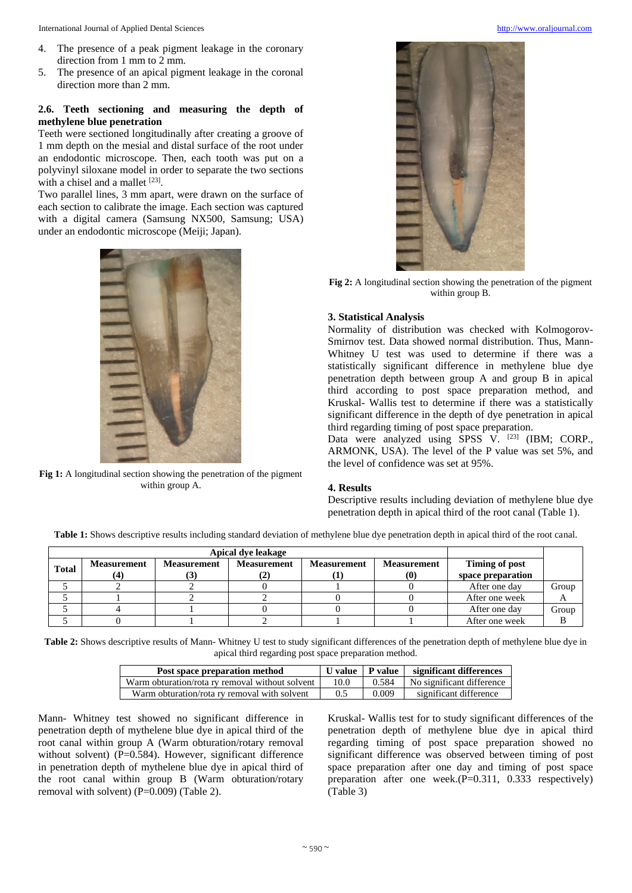4. The presence of a peak pigment leakage in the coronary direction from 1 mm to 2 mm.
5. The presence of an apical pigment leakage in the coronal direction more than 2 mm.

### 2.6. Teeth sectioning and measuring the depth of methylene blue penetration

Teeth were sectioned longitudinally after creating a groove of 1 mm depth on the mesial and distal surface of the root under an endodontic microscope. Then, each tooth was put on a polyvinyl siloxane model in order to separate the two sections with a chisel and a mallet [23].

Two parallel lines, 3 mm apart, were drawn on the surface of each section to calibrate the image. Each section was captured with a digital camera (Samsung NX500, Samsung; USA) under an endodontic microscope (Meiji; Japan).

**Fig 1:** A longitudinal section showing the penetration of the pigment within group A.

**Fig 2:** A longitudinal section showing the penetration of the pigment within group B.

## 3. Statistical Analysis

Normality of distribution was checked with Kolmogorov-Smirnov test. Data showed normal distribution. Thus, Mann-Whitney U test was used to determine if there was a statistically significant difference in methylene blue dye penetration depth between group A and group B in apical third according to post space preparation method, and Kruskal- Wallis test to determine if there was a statistically significant difference in the depth of dye penetration in apical third regarding timing of post space preparation.

Data were analyzed using SPSS V. [23] (IBM; CORP., ARMONK, USA). The level of the P value was set 5%, and the level of confidence was set at 95%.

## 4. Results

Descriptive results including deviation of methylene blue dye penetration depth in apical third of the root canal (Table 1).

**Table 1:** Shows descriptive results including standard deviation of methylene blue dye penetration depth in apical third of the root canal.

| Apical dye leakage | | | | | | | |
|---|---|---|---|---|---|---|---|
| **Total** | **Measurement (4)** | **Measurement (3)** | **Measurement (2)** | **Measurement (1)** | **Measurement (0)** | **Timing of post space preparation** | |
| 5 | 2 | 2 | 0 | 1 | 0 | After one day | Group A |
| 5 | 1 | 2 | 2 | 0 | 0 | After one week | |
| 5 | 4 | 1 | 0 | 0 | 0 | After one day | Group B |
| 5 | 0 | 1 | 2 | 1 | 1 | After one week | |

**Table 2:** Shows descriptive results of Mann- Whitney U test to study significant differences of the penetration depth of methylene blue dye in apical third regarding post space preparation method.

| Post space preparation method | U value | P value | significant differences |
|---|---|---|---|
| Warm obturation/rota ry removal without solvent | 10.0 | 0.584 | No significant difference |
| Warm obturation/rota ry removal with solvent | 0.5 | 0.009 | significant difference |

Mann- Whitney test showed no significant difference in penetration depth of mythelene blue dye in apical third of the root canal within group A (Warm obturation/rotary removal without solvent) (P=0.584). However, significant difference in penetration depth of mythelene blue dye in apical third of the root canal within group B (Warm obturation/rotary removal with solvent) (P=0.009) (Table 2).

Kruskal- Wallis test for to study significant differences of the penetration depth of methylene blue dye in apical third regarding timing of post space preparation showed no significant difference was observed between timing of post space preparation after one day and timing of post space preparation after one week.(P=0.311, 0.333 respectively) (Table 3)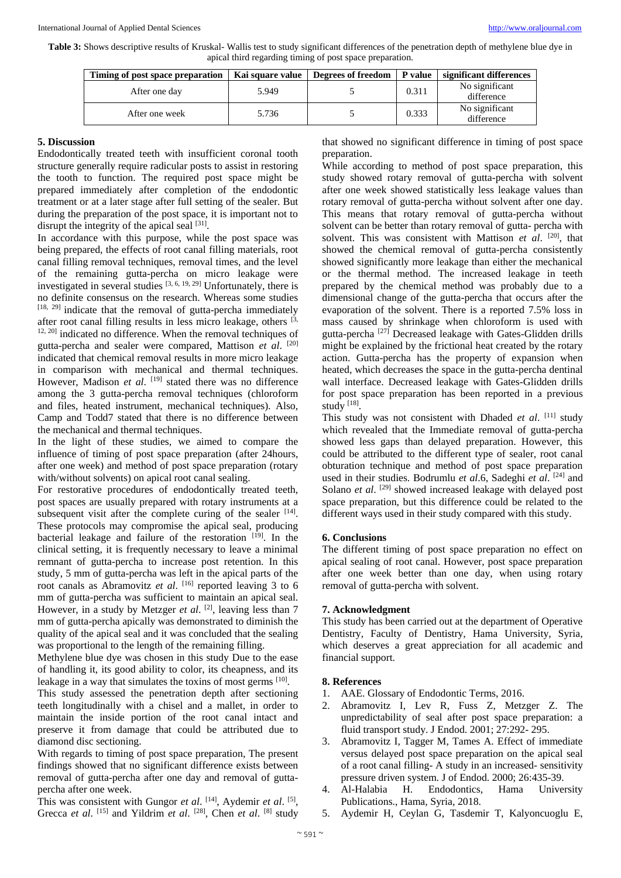**Table 3:** Shows descriptive results of Kruskal- Wallis test to study significant differences of the penetration depth of methylene blue dye in apical third regarding timing of post space preparation.

| Timing of post space preparation | Kai square value | Degrees of freedom | P value | significant differences |
|---|---|---|---|---|
| After one day | 5.949 | 5 | 0.311 | No significant difference |
| After one week | 5.736 | 5 | 0.333 | No significant difference |

## 5. Discussion

Endodontically treated teeth with insufficient coronal tooth structure generally require radicular posts to assist in restoring the tooth to function. The required post space might be prepared immediately after completion of the endodontic treatment or at a later stage after full setting of the sealer. But during the preparation of the post space, it is important not to disrupt the integrity of the apical seal [31].

In accordance with this purpose, while the post space was being prepared, the effects of root canal filling materials, root canal filling removal techniques, removal times, and the level of the remaining gutta-percha on micro leakage were investigated in several studies [3, 6, 19, 29] Unfortunately, there is no definite consensus on the research. Whereas some studies [18, 29] indicate that the removal of gutta-percha immediately after root canal filling results in less micro leakage, others [3, 12, 20] indicated no difference. When the removal techniques of gutta-percha and sealer were compared, Mattison *et al*. [20] indicated that chemical removal results in more micro leakage in comparison with mechanical and thermal techniques. However, Madison *et al*. [19] stated there was no difference among the 3 gutta-percha removal techniques (chloroform and files, heated instrument, mechanical techniques). Also, Camp and Todd7 stated that there is no difference between the mechanical and thermal techniques.

In the light of these studies, we aimed to compare the influence of timing of post space preparation (after 24hours, after one week) and method of post space preparation (rotary with/without solvents) on apical root canal sealing.

For restorative procedures of endodontically treated teeth, post spaces are usually prepared with rotary instruments at a subsequent visit after the complete curing of the sealer [14]. These protocols may compromise the apical seal, producing bacterial leakage and failure of the restoration [19]. In the clinical setting, it is frequently necessary to leave a minimal remnant of gutta-percha to increase post retention. In this study, 5 mm of gutta-percha was left in the apical parts of the root canals as Abramovitz *et al*. [16] reported leaving 3 to 6 mm of gutta-percha was sufficient to maintain an apical seal. However, in a study by Metzger *et al*. [2], leaving less than 7 mm of gutta-percha apically was demonstrated to diminish the quality of the apical seal and it was concluded that the sealing was proportional to the length of the remaining filling.

Methylene blue dye was chosen in this study Due to the ease of handling it, its good ability to color, its cheapness, and its leakage in a way that simulates the toxins of most germs [10].

This study assessed the penetration depth after sectioning teeth longitudinally with a chisel and a mallet, in order to maintain the inside portion of the root canal intact and preserve it from damage that could be attributed due to diamond disc sectioning.

With regards to timing of post space preparation, The present findings showed that no significant difference exists between removal of gutta-percha after one day and removal of gutta-percha after one week.

This was consistent with Gungor *et al*. [14], Aydemir *et al*. [5], Grecca *et al*. [15] and Yildrim *et al*. [28], Chen *et al*. [8] study that showed no significant difference in timing of post space preparation.

While according to method of post space preparation, this study showed rotary removal of gutta-percha with solvent after one week showed statistically less leakage values than rotary removal of gutta-percha without solvent after one day. This means that rotary removal of gutta-percha without solvent can be better than rotary removal of gutta- percha with solvent. This was consistent with Mattison *et al*. [20], that showed the chemical removal of gutta-percha consistently showed significantly more leakage than either the mechanical or the thermal method. The increased leakage in teeth prepared by the chemical method was probably due to a dimensional change of the gutta-percha that occurs after the evaporation of the solvent. There is a reported 7.5% loss in mass caused by shrinkage when chloroform is used with gutta-percha [27] Decreased leakage with Gates-Glidden drills might be explained by the frictional heat created by the rotary action. Gutta-percha has the property of expansion when heated, which decreases the space in the gutta-percha dentinal wall interface. Decreased leakage with Gates-Glidden drills for post space preparation has been reported in a previous study [18].

This study was not consistent with Dhaded *et al*. [11] study which revealed that the Immediate removal of gutta-percha showed less gaps than delayed preparation. However, this could be attributed to the different type of sealer, root canal obturation technique and method of post space preparation used in their studies. Bodrumlu *et al*.6, Sadeghi *et al*. [24] and Solano *et al*. [29] showed increased leakage with delayed post space preparation, but this difference could be related to the different ways used in their study compared with this study.

## 6. Conclusions

The different timing of post space preparation no effect on apical sealing of root canal. However, post space preparation after one week better than one day, when using rotary removal of gutta-percha with solvent.

## 7. Acknowledgment

This study has been carried out at the department of Operative Dentistry, Faculty of Dentistry, Hama University, Syria, which deserves a great appreciation for all academic and financial support.

## 8. References

1. AAE. Glossary of Endodontic Terms, 2016.
2. Abramovitz I, Lev R, Fuss Z, Metzger Z. The unpredictability of seal after post space preparation: a fluid transport study. J Endod. 2001; 27:292- 295.
3. Abramovitz I, Tagger M, Tames A. Effect of immediate versus delayed post space preparation on the apical seal of a root canal filling- A study in an increased- sensitivity pressure driven system. J of Endod. 2000; 26:435-39.
4. Al-Halabia H. Endodontics, Hama University Publications., Hama, Syria, 2018.
5. Aydemir H, Ceylan G, Tasdemir T, Kalyoncuoglu E,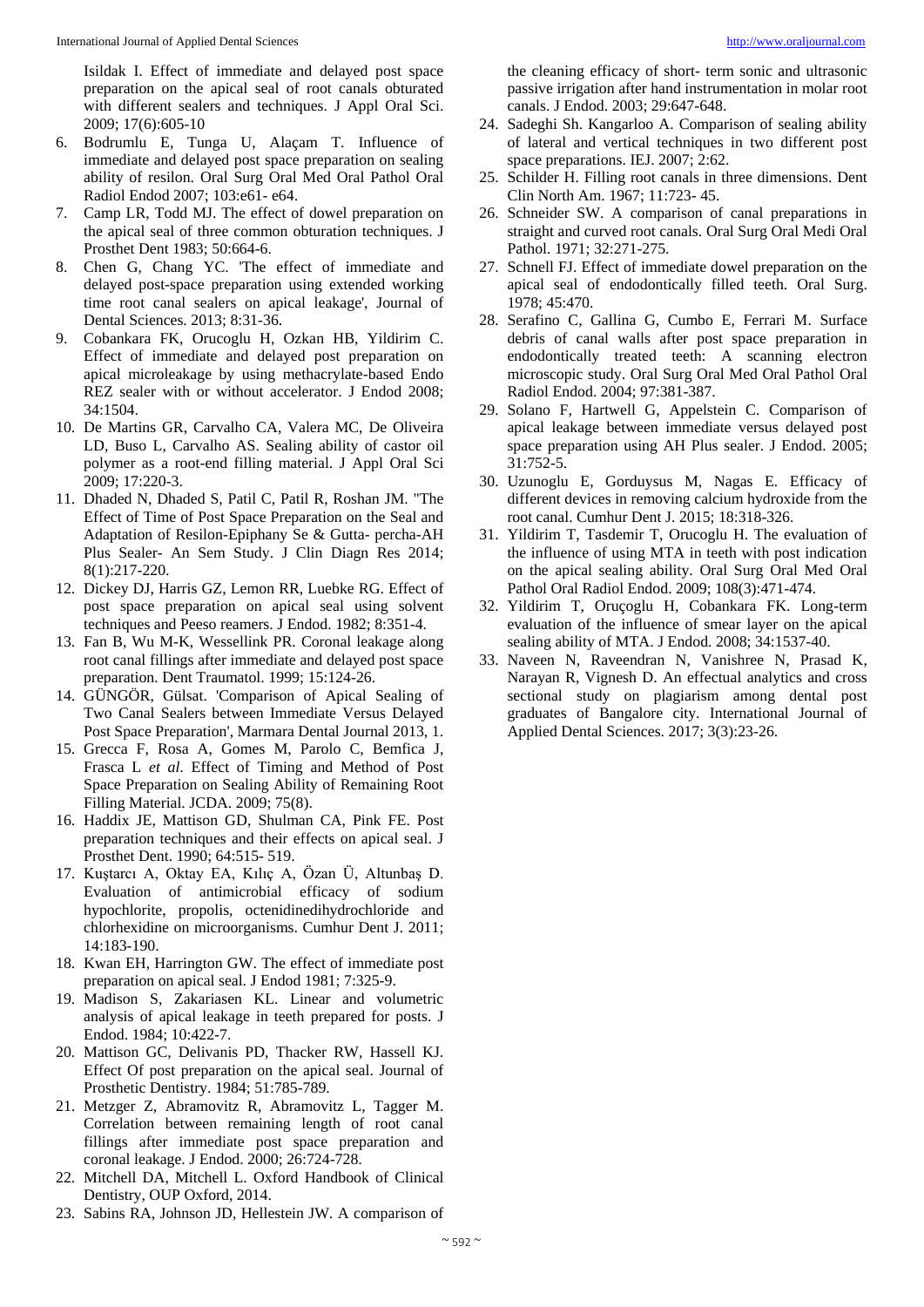Isildak I. Effect of immediate and delayed post space preparation on the apical seal of root canals obturated with different sealers and techniques. J Appl Oral Sci. 2009; 17(6):605-10

6. Bodrumlu E, Tunga U, Alaçam T. Influence of immediate and delayed post space preparation on sealing ability of resilon. Oral Surg Oral Med Oral Pathol Oral Radiol Endod 2007; 103:e61- e64.
7. Camp LR, Todd MJ. The effect of dowel preparation on the apical seal of three common obturation techniques. J Prosthet Dent 1983; 50:664-6.
8. Chen G, Chang YC. 'The effect of immediate and delayed post-space preparation using extended working time root canal sealers on apical leakage', Journal of Dental Sciences. 2013; 8:31-36.
9. Cobankara FK, Orucoglu H, Ozkan HB, Yildirim C. Effect of immediate and delayed post preparation on apical microleakage by using methacrylate-based Endo REZ sealer with or without accelerator. J Endod 2008; 34:1504.
10. De Martins GR, Carvalho CA, Valera MC, De Oliveira LD, Buso L, Carvalho AS. Sealing ability of castor oil polymer as a root-end filling material. J Appl Oral Sci 2009; 17:220-3.
11. Dhaded N, Dhaded S, Patil C, Patil R, Roshan JM. "The Effect of Time of Post Space Preparation on the Seal and Adaptation of Resilon-Epiphany Se & Gutta- percha-AH Plus Sealer- An Sem Study. J Clin Diagn Res 2014; 8(1):217-220.
12. Dickey DJ, Harris GZ, Lemon RR, Luebke RG. Effect of post space preparation on apical seal using solvent techniques and Peeso reamers. J Endod. 1982; 8:351-4.
13. Fan B, Wu M-K, Wessellink PR. Coronal leakage along root canal fillings after immediate and delayed post space preparation. Dent Traumatol. 1999; 15:124-26.
14. GÜNGÖR, Gülsat. 'Comparison of Apical Sealing of Two Canal Sealers between Immediate Versus Delayed Post Space Preparation', Marmara Dental Journal 2013, 1.
15. Grecca F, Rosa A, Gomes M, Parolo C, Bemfica J, Frasca L *et al*. Effect of Timing and Method of Post Space Preparation on Sealing Ability of Remaining Root Filling Material. JCDA. 2009; 75(8).
16. Haddix JE, Mattison GD, Shulman CA, Pink FE. Post preparation techniques and their effects on apical seal. J Prosthet Dent. 1990; 64:515- 519.
17. Kuştarcı A, Oktay EA, Kılıç A, Özan Ü, Altunbaş D. Evaluation of antimicrobial efficacy of sodium hypochlorite, propolis, octenidinedihydrochloride and chlorhexidine on microorganisms. Cumhur Dent J. 2011; 14:183-190.
18. Kwan EH, Harrington GW. The effect of immediate post preparation on apical seal. J Endod 1981; 7:325-9.
19. Madison S, Zakariasen KL. Linear and volumetric analysis of apical leakage in teeth prepared for posts. J Endod. 1984; 10:422-7.
20. Mattison GC, Delivanis PD, Thacker RW, Hassell KJ. Effect Of post preparation on the apical seal. Journal of Prosthetic Dentistry. 1984; 51:785-789.
21. Metzger Z, Abramovitz R, Abramovitz L, Tagger M. Correlation between remaining length of root canal fillings after immediate post space preparation and coronal leakage. J Endod. 2000; 26:724-728.
22. Mitchell DA, Mitchell L. Oxford Handbook of Clinical Dentistry, OUP Oxford, 2014.
23. Sabins RA, Johnson JD, Hellestein JW. A comparison of the cleaning efficacy of short- term sonic and ultrasonic passive irrigation after hand instrumentation in molar root canals. J Endod. 2003; 29:647-648.
24. Sadeghi Sh. Kangarloo A. Comparison of sealing ability of lateral and vertical techniques in two different post space preparations. IEJ. 2007; 2:62.
25. Schilder H. Filling root canals in three dimensions. Dent Clin North Am. 1967; 11:723- 45.
26. Schneider SW. A comparison of canal preparations in straight and curved root canals. Oral Surg Oral Medi Oral Pathol. 1971; 32:271-275.
27. Schnell FJ. Effect of immediate dowel preparation on the apical seal of endodontically filled teeth. Oral Surg. 1978; 45:470.
28. Serafino C, Gallina G, Cumbo E, Ferrari M. Surface debris of canal walls after post space preparation in endodontically treated teeth: A scanning electron microscopic study. Oral Surg Oral Med Oral Pathol Oral Radiol Endod. 2004; 97:381-387.
29. Solano F, Hartwell G, Appelstein C. Comparison of apical leakage between immediate versus delayed post space preparation using AH Plus sealer. J Endod. 2005; 31:752-5.
30. Uzunoglu E, Gorduysus M, Nagas E. Efficacy of different devices in removing calcium hydroxide from the root canal. Cumhur Dent J. 2015; 18:318-326.
31. Yildirim T, Tasdemir T, Orucoglu H. The evaluation of the influence of using MTA in teeth with post indication on the apical sealing ability. Oral Surg Oral Med Oral Pathol Oral Radiol Endod. 2009; 108(3):471-474.
32. Yildirim T, Oruçoglu H, Cobankara FK. Long-term evaluation of the influence of smear layer on the apical sealing ability of MTA. J Endod. 2008; 34:1537-40.
33. Naveen N, Raveendran N, Vanishree N, Prasad K, Narayan R, Vignesh D. An effectual analytics and cross sectional study on plagiarism among dental post graduates of Bangalore city. International Journal of Applied Dental Sciences. 2017; 3(3):23-26.